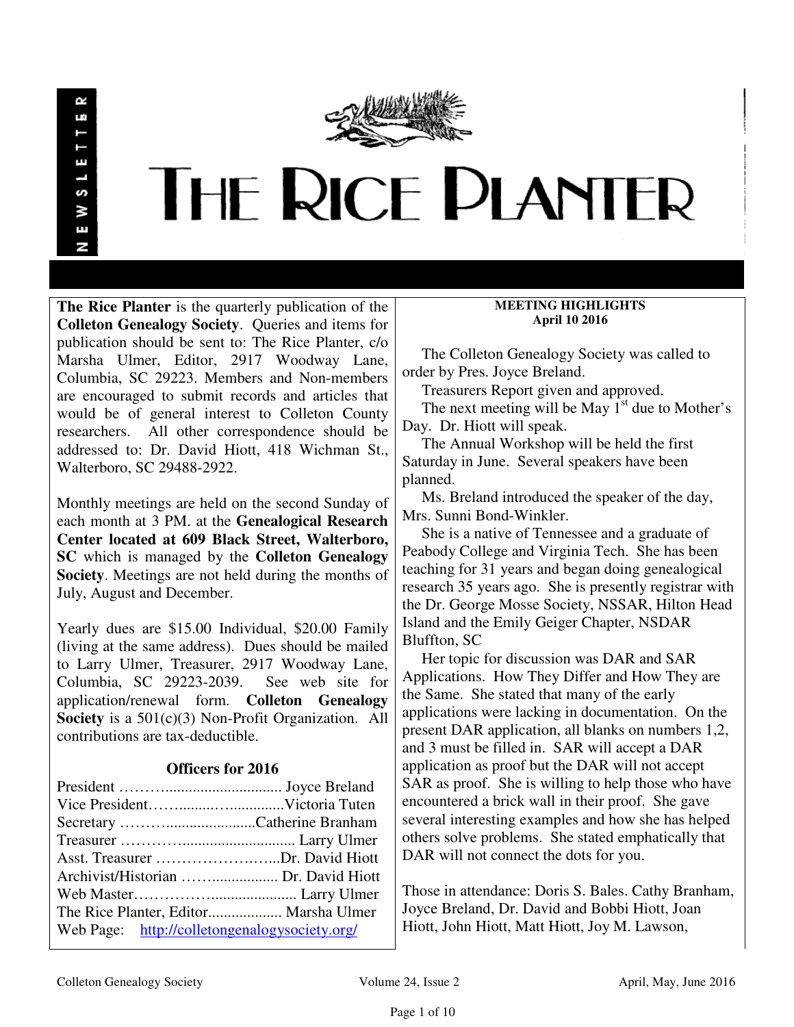# THE RICE PLANTER

NEWSLETTER

**The Rice Planter** is the quarterly publication of the **Colleton Genealogy Society**. Queries and items for publication should be sent to: The Rice Planter, c/o Marsha Ulmer, Editor, 2917 Woodway Lane, Columbia, SC 29223. Members and Non-members are encouraged to submit records and articles that would be of general interest to Colleton County researchers. All other correspondence should be addressed to: Dr. David Hiott, 418 Wichman St., Walterboro, SC 29488-2922.

Monthly meetings are held on the second Sunday of each month at 3 PM. at the **Genealogical Research Center located at 609 Black Street, Walterboro, SC** which is managed by the **Colleton Genealogy Society**. Meetings are not held during the months of July, August and December.

Yearly dues are $15.00 Individual, $20.00 Family (living at the same address). Dues should be mailed to Larry Ulmer, Treasurer, 2917 Woodway Lane, Columbia, SC 29223-2039. See web site for application/renewal form. **Colleton Genealogy Society** is a 501(c)(3) Non-Profit Organization. All contributions are tax-deductible.

## Officers for 2016

President ……….............................. Joyce Breland
Vice President……........…..............Victoria Tuten
Secretary …………......................Catherine Branham
Treasurer …………............................ Larry Ulmer
Asst. Treasurer ……………………...Dr. David Hiott
Archivist/Historian ……................. Dr. David Hiott
Web Master…………….................... Larry Ulmer
The Rice Planter, Editor.................. Marsha Ulmer
Web Page: http://colletongenalogysociety.org/

## MEETING HIGHLIGHTS
**April 10 2016**

The Colleton Genealogy Society was called to order by Pres. Joyce Breland.

Treasurers Report given and approved.

The next meeting will be May 1st due to Mother's Day. Dr. Hiott will speak.

The Annual Workshop will be held the first Saturday in June. Several speakers have been planned.

Ms. Breland introduced the speaker of the day, Mrs. Sunni Bond-Winkler.

She is a native of Tennessee and a graduate of Peabody College and Virginia Tech. She has been teaching for 31 years and began doing genealogical research 35 years ago. She is presently registrar with the Dr. George Mosse Society, NSSAR, Hilton Head Island and the Emily Geiger Chapter, NSDAR Bluffton, SC

Her topic for discussion was DAR and SAR Applications. How They Differ and How They are the Same. She stated that many of the early applications were lacking in documentation. On the present DAR application, all blanks on numbers 1,2, and 3 must be filled in. SAR will accept a DAR application as proof but the DAR will not accept SAR as proof. She is willing to help those who have encountered a brick wall in their proof. She gave several interesting examples and how she has helped others solve problems. She stated emphatically that DAR will not connect the dots for you.

Those in attendance: Doris S. Bales. Cathy Branham, Joyce Breland, Dr. David and Bobbi Hiott, Joan Hiott, John Hiott, Matt Hiott, Joy M. Lawson,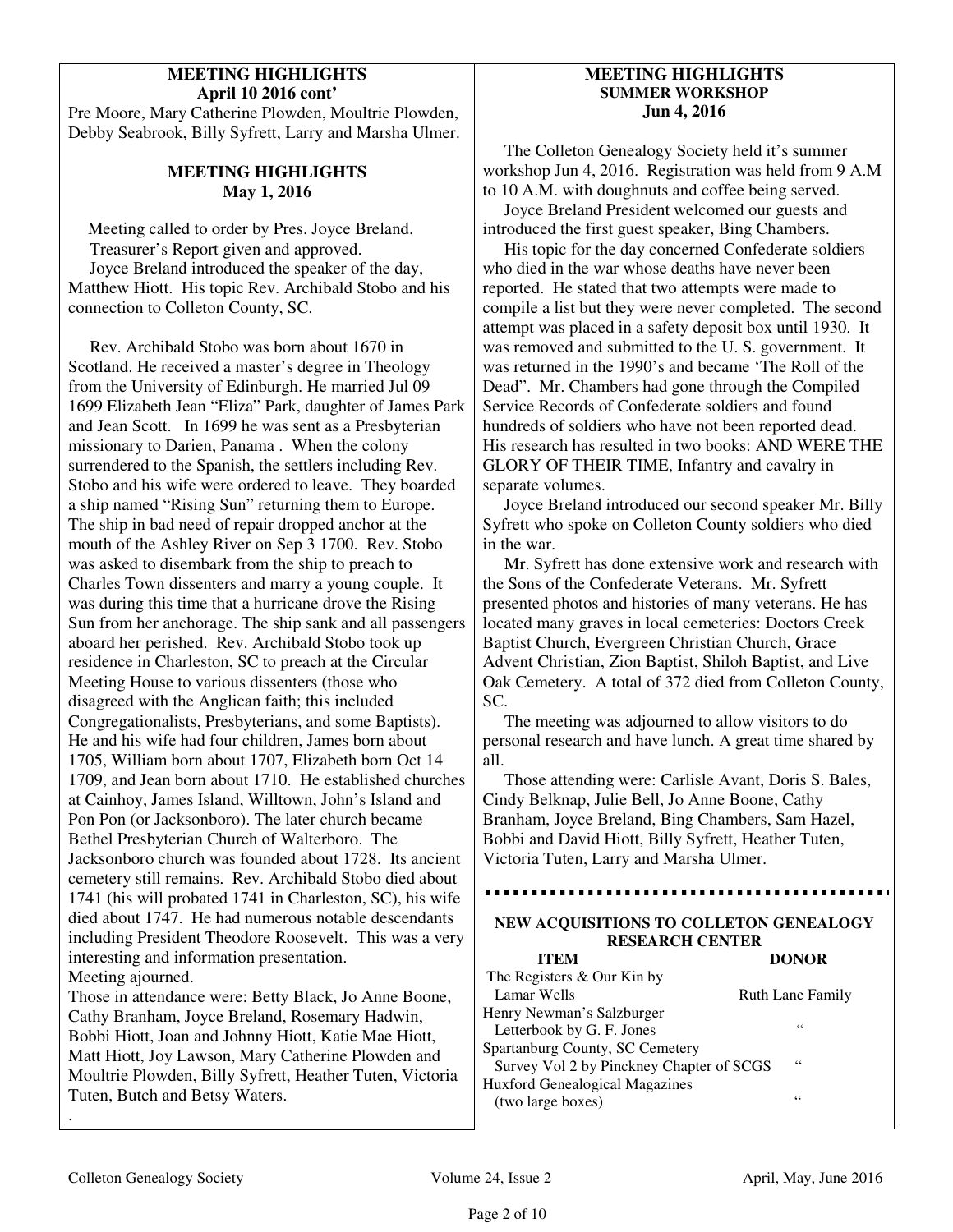## MEETING HIGHLIGHTS
### April 10 2016 cont'

Pre Moore, Mary Catherine Plowden, Moultrie Plowden, Debby Seabrook, Billy Syfrett, Larry and Marsha Ulmer.

## MEETING HIGHLIGHTS
### May 1, 2016

Meeting called to order by Pres. Joyce Breland.
Treasurer's Report given and approved.
Joyce Breland introduced the speaker of the day, Matthew Hiott. His topic Rev. Archibald Stobo and his connection to Colleton County, SC.

Rev. Archibald Stobo was born about 1670 in Scotland. He received a master's degree in Theology from the University of Edinburgh. He married Jul 09 1699 Elizabeth Jean "Eliza" Park, daughter of James Park and Jean Scott. In 1699 he was sent as a Presbyterian missionary to Darien, Panama . When the colony surrendered to the Spanish, the settlers including Rev. Stobo and his wife were ordered to leave. They boarded a ship named "Rising Sun" returning them to Europe. The ship in bad need of repair dropped anchor at the mouth of the Ashley River on Sep 3 1700. Rev. Stobo was asked to disembark from the ship to preach to Charles Town dissenters and marry a young couple. It was during this time that a hurricane drove the Rising Sun from her anchorage. The ship sank and all passengers aboard her perished. Rev. Archibald Stobo took up residence in Charleston, SC to preach at the Circular Meeting House to various dissenters (those who disagreed with the Anglican faith; this included Congregationalists, Presbyterians, and some Baptists). He and his wife had four children, James born about 1705, William born about 1707, Elizabeth born Oct 14 1709, and Jean born about 1710. He established churches at Cainhoy, James Island, Willtown, John's Island and Pon Pon (or Jacksonboro). The later church became Bethel Presbyterian Church of Walterboro. The Jacksonboro church was founded about 1728. Its ancient cemetery still remains. Rev. Archibald Stobo died about 1741 (his will probated 1741 in Charleston, SC), his wife died about 1747. He had numerous notable descendants including President Theodore Roosevelt. This was a very interesting and information presentation.
Meeting ajourned.
Those in attendance were: Betty Black, Jo Anne Boone, Cathy Branham, Joyce Breland, Rosemary Hadwin, Bobbi Hiott, Joan and Johnny Hiott, Katie Mae Hiott, Matt Hiott, Joy Lawson, Mary Catherine Plowden and Moultrie Plowden, Billy Syfrett, Heather Tuten, Victoria Tuten, Butch and Betsy Waters.

## MEETING HIGHLIGHTS
### SUMMER WORKSHOP
### Jun 4, 2016

The Colleton Genealogy Society held it's summer workshop Jun 4, 2016. Registration was held from 9 A.M to 10 A.M. with doughnuts and coffee being served.
Joyce Breland President welcomed our guests and introduced the first guest speaker, Bing Chambers.
His topic for the day concerned Confederate soldiers who died in the war whose deaths have never been reported. He stated that two attempts were made to compile a list but they were never completed. The second attempt was placed in a safety deposit box until 1930. It was removed and submitted to the U. S. government. It was returned in the 1990's and became 'The Roll of the Dead". Mr. Chambers had gone through the Compiled Service Records of Confederate soldiers and found hundreds of soldiers who have not been reported dead. His research has resulted in two books: AND WERE THE GLORY OF THEIR TIME, Infantry and cavalry in separate volumes.
Joyce Breland introduced our second speaker Mr. Billy Syfrett who spoke on Colleton County soldiers who died in the war.
Mr. Syfrett has done extensive work and research with the Sons of the Confederate Veterans. Mr. Syfrett presented photos and histories of many veterans. He has located many graves in local cemeteries: Doctors Creek Baptist Church, Evergreen Christian Church, Grace Advent Christian, Zion Baptist, Shiloh Baptist, and Live Oak Cemetery. A total of 372 died from Colleton County, SC.
The meeting was adjourned to allow visitors to do personal research and have lunch. A great time shared by all.
Those attending were: Carlisle Avant, Doris S. Bales, Cindy Belknap, Julie Bell, Jo Anne Boone, Cathy Branham, Joyce Breland, Bing Chambers, Sam Hazel, Bobbi and David Hiott, Billy Syfrett, Heather Tuten, Victoria Tuten, Larry and Marsha Ulmer.

## NEW ACQUISITIONS TO COLLETON GENEALOGY RESEARCH CENTER

| ITEM | DONOR |
|---|---|
| The Registers & Our Kin by Lamar Wells | Ruth Lane Family |
| Henry Newman's Salzburger Letterbook by G. F. Jones | " |
| Spartanburg County, SC Cemetery Survey Vol 2 by Pinckney Chapter of SCGS | " |
| Huxford Genealogical Magazines (two large boxes) | " |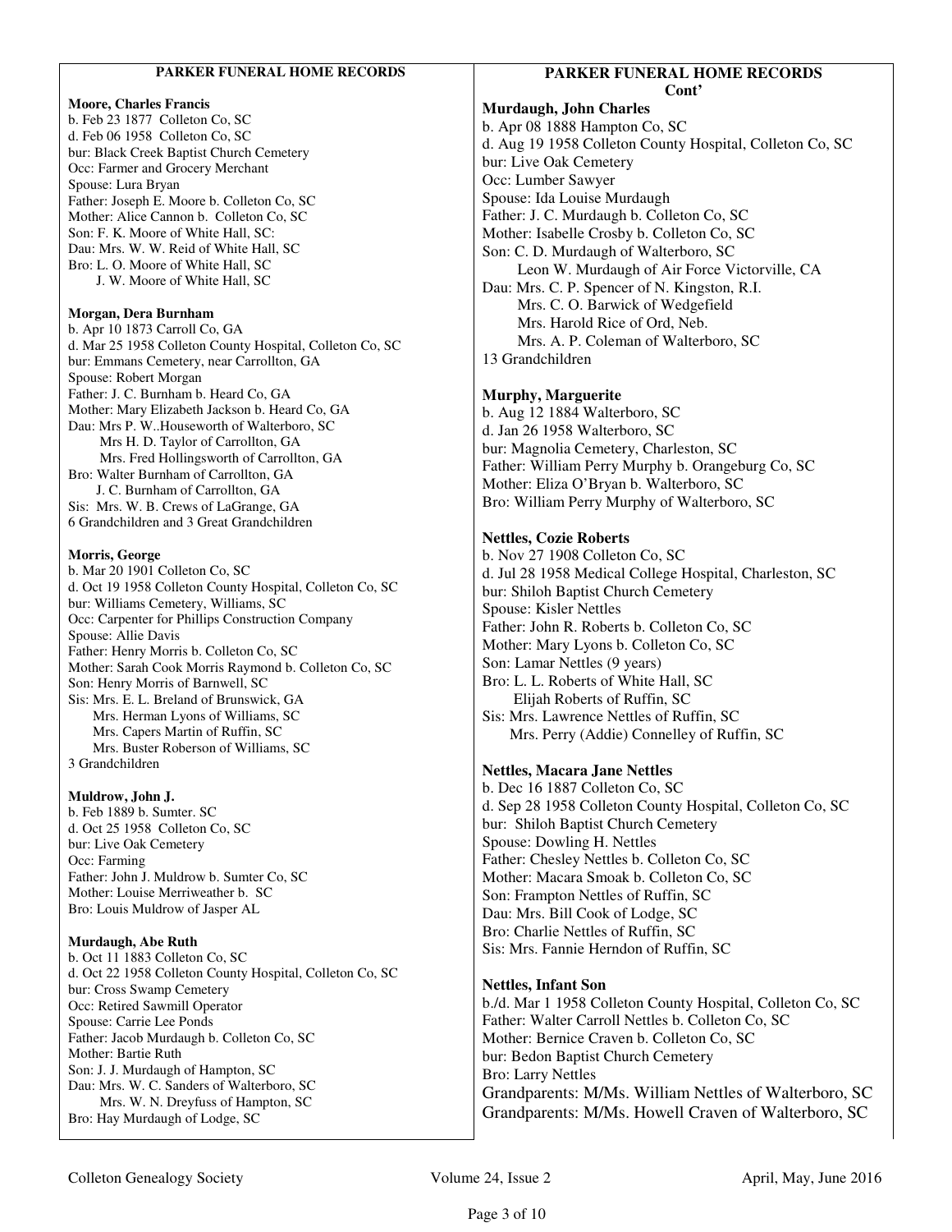## PARKER FUNERAL HOME RECORDS

**Moore, Charles Francis**
b. Feb 23 1877 Colleton Co, SC
d. Feb 06 1958 Colleton Co, SC
bur: Black Creek Baptist Church Cemetery
Occ: Farmer and Grocery Merchant
Spouse: Lura Bryan
Father: Joseph E. Moore b. Colleton Co, SC
Mother: Alice Cannon b. Colleton Co, SC
Son: F. K. Moore of White Hall, SC:
Dau: Mrs. W. W. Reid of White Hall, SC
Bro: L. O. Moore of White Hall, SC
J. W. Moore of White Hall, SC

**Morgan, Dera Burnham**
b. Apr 10 1873 Carroll Co, GA
d. Mar 25 1958 Colleton County Hospital, Colleton Co, SC
bur: Emmans Cemetery, near Carrollton, GA
Spouse: Robert Morgan
Father: J. C. Burnham b. Heard Co, GA
Mother: Mary Elizabeth Jackson b. Heard Co, GA
Dau: Mrs P. W..Houseworth of Walterboro, SC
Mrs H. D. Taylor of Carrollton, GA
Mrs. Fred Hollingsworth of Carrollton, GA
Bro: Walter Burnham of Carrollton, GA
J. C. Burnham of Carrollton, GA
Sis: Mrs. W. B. Crews of LaGrange, GA
6 Grandchildren and 3 Great Grandchildren

**Morris, George**
b. Mar 20 1901 Colleton Co, SC
d. Oct 19 1958 Colleton County Hospital, Colleton Co, SC
bur: Williams Cemetery, Williams, SC
Occ: Carpenter for Phillips Construction Company
Spouse: Allie Davis
Father: Henry Morris b. Colleton Co, SC
Mother: Sarah Cook Morris Raymond b. Colleton Co, SC
Son: Henry Morris of Barnwell, SC
Sis: Mrs. E. L. Breland of Brunswick, GA
Mrs. Herman Lyons of Williams, SC
Mrs. Capers Martin of Ruffin, SC
Mrs. Buster Roberson of Williams, SC
3 Grandchildren

**Muldrow, John J.**
b. Feb 1889 b. Sumter. SC
d. Oct 25 1958 Colleton Co, SC
bur: Live Oak Cemetery
Occ: Farming
Father: John J. Muldrow b. Sumter Co, SC
Mother: Louise Merriweather b. SC
Bro: Louis Muldrow of Jasper AL

**Murdaugh, Abe Ruth**
b. Oct 11 1883 Colleton Co, SC
d. Oct 22 1958 Colleton County Hospital, Colleton Co, SC
bur: Cross Swamp Cemetery
Occ: Retired Sawmill Operator
Spouse: Carrie Lee Ponds
Father: Jacob Murdaugh b. Colleton Co, SC
Mother: Bartie Ruth
Son: J. J. Murdaugh of Hampton, SC
Dau: Mrs. W. C. Sanders of Walterboro, SC
Mrs. W. N. Dreyfuss of Hampton, SC
Bro: Hay Murdaugh of Lodge, SC

## PARKER FUNERAL HOME RECORDS Cont'

**Murdaugh, John Charles**
b. Apr 08 1888 Hampton Co, SC
d. Aug 19 1958 Colleton County Hospital, Colleton Co, SC
bur: Live Oak Cemetery
Occ: Lumber Sawyer
Spouse: Ida Louise Murdaugh
Father: J. C. Murdaugh b. Colleton Co, SC
Mother: Isabelle Crosby b. Colleton Co, SC
Son: C. D. Murdaugh of Walterboro, SC
Leon W. Murdaugh of Air Force Victorville, CA
Dau: Mrs. C. P. Spencer of N. Kingston, R.I.
Mrs. C. O. Barwick of Wedgefield
Mrs. Harold Rice of Ord, Neb.
Mrs. A. P. Coleman of Walterboro, SC
13 Grandchildren

**Murphy, Marguerite**
b. Aug 12 1884 Walterboro, SC
d. Jan 26 1958 Walterboro, SC
bur: Magnolia Cemetery, Charleston, SC
Father: William Perry Murphy b. Orangeburg Co, SC
Mother: Eliza O'Bryan b. Walterboro, SC
Bro: William Perry Murphy of Walterboro, SC

**Nettles, Cozie Roberts**
b. Nov 27 1908 Colleton Co, SC
d. Jul 28 1958 Medical College Hospital, Charleston, SC
bur: Shiloh Baptist Church Cemetery
Spouse: Kisler Nettles
Father: John R. Roberts b. Colleton Co, SC
Mother: Mary Lyons b. Colleton Co, SC
Son: Lamar Nettles (9 years)
Bro: L. L. Roberts of White Hall, SC
Elijah Roberts of Ruffin, SC
Sis: Mrs. Lawrence Nettles of Ruffin, SC
Mrs. Perry (Addie) Connelley of Ruffin, SC

**Nettles, Macara Jane Nettles**
b. Dec 16 1887 Colleton Co, SC
d. Sep 28 1958 Colleton County Hospital, Colleton Co, SC
bur: Shiloh Baptist Church Cemetery
Spouse: Dowling H. Nettles
Father: Chesley Nettles b. Colleton Co, SC
Mother: Macara Smoak b. Colleton Co, SC
Son: Frampton Nettles of Ruffin, SC
Dau: Mrs. Bill Cook of Lodge, SC
Bro: Charlie Nettles of Ruffin, SC
Sis: Mrs. Fannie Herndon of Ruffin, SC

**Nettles, Infant Son**
b./d. Mar 1 1958 Colleton County Hospital, Colleton Co, SC
Father: Walter Carroll Nettles b. Colleton Co, SC
Mother: Bernice Craven b. Colleton Co, SC
bur: Bedon Baptist Church Cemetery
Bro: Larry Nettles
Grandparents: M/Ms. William Nettles of Walterboro, SC
Grandparents: M/Ms. Howell Craven of Walterboro, SC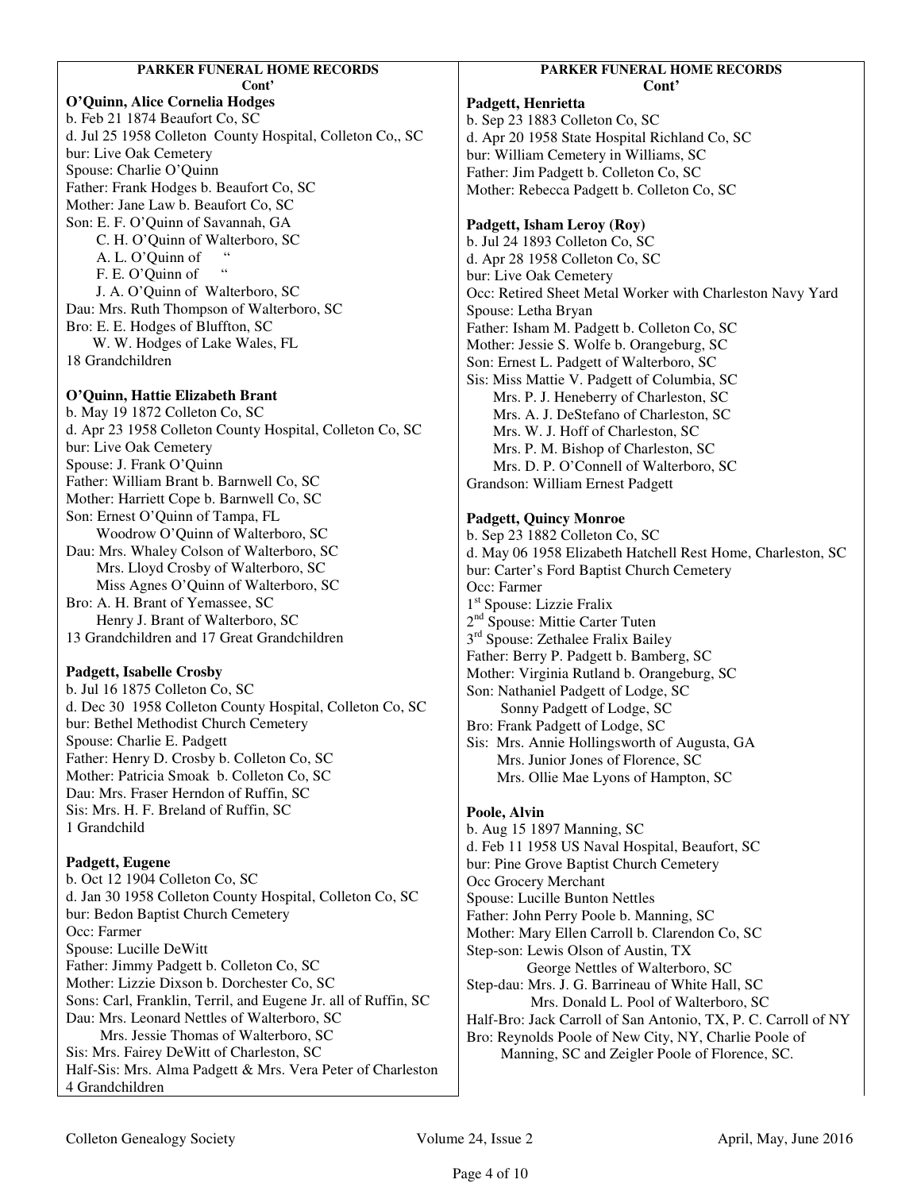**PARKER FUNERAL HOME RECORDS Cont'**

**O'Quinn, Alice Cornelia Hodges**
b. Feb 21 1874 Beaufort Co, SC
d. Jul 25 1958 Colleton County Hospital, Colleton Co,, SC
bur: Live Oak Cemetery
Spouse: Charlie O'Quinn
Father: Frank Hodges b. Beaufort Co, SC
Mother: Jane Law b. Beaufort Co, SC
Son: E. F. O'Quinn of Savannah, GA
C. H. O'Quinn of Walterboro, SC
A. L. O'Quinn of "
F. E. O'Quinn of "
J. A. O'Quinn of Walterboro, SC
Dau: Mrs. Ruth Thompson of Walterboro, SC
Bro: E. E. Hodges of Bluffton, SC
W. W. Hodges of Lake Wales, FL
18 Grandchildren

**O'Quinn, Hattie Elizabeth Brant**
b. May 19 1872 Colleton Co, SC
d. Apr 23 1958 Colleton County Hospital, Colleton Co, SC
bur: Live Oak Cemetery
Spouse: J. Frank O'Quinn
Father: William Brant b. Barnwell Co, SC
Mother: Harriett Cope b. Barnwell Co, SC
Son: Ernest O'Quinn of Tampa, FL
Woodrow O'Quinn of Walterboro, SC
Dau: Mrs. Whaley Colson of Walterboro, SC
Mrs. Lloyd Crosby of Walterboro, SC
Miss Agnes O'Quinn of Walterboro, SC
Bro: A. H. Brant of Yemassee, SC
Henry J. Brant of Walterboro, SC
13 Grandchildren and 17 Great Grandchildren

**Padgett, Isabelle Crosby**
b. Jul 16 1875 Colleton Co, SC
d. Dec 30 1958 Colleton County Hospital, Colleton Co, SC
bur: Bethel Methodist Church Cemetery
Spouse: Charlie E. Padgett
Father: Henry D. Crosby b. Colleton Co, SC
Mother: Patricia Smoak b. Colleton Co, SC
Dau: Mrs. Fraser Herndon of Ruffin, SC
Sis: Mrs. H. F. Breland of Ruffin, SC
1 Grandchild

**Padgett, Eugene**
b. Oct 12 1904 Colleton Co, SC
d. Jan 30 1958 Colleton County Hospital, Colleton Co, SC
bur: Bedon Baptist Church Cemetery
Occ: Farmer
Spouse: Lucille DeWitt
Father: Jimmy Padgett b. Colleton Co, SC
Mother: Lizzie Dixson b. Dorchester Co, SC
Sons: Carl, Franklin, Terril, and Eugene Jr. all of Ruffin, SC
Dau: Mrs. Leonard Nettles of Walterboro, SC
Mrs. Jessie Thomas of Walterboro, SC
Sis: Mrs. Fairey DeWitt of Charleston, SC
Half-Sis: Mrs. Alma Padgett & Mrs. Vera Peter of Charleston
4 Grandchildren

**PARKER FUNERAL HOME RECORDS Cont'**

**Padgett, Henrietta**
b. Sep 23 1883 Colleton Co, SC
d. Apr 20 1958 State Hospital Richland Co, SC
bur: William Cemetery in Williams, SC
Father: Jim Padgett b. Colleton Co, SC
Mother: Rebecca Padgett b. Colleton Co, SC

**Padgett, Isham Leroy (Roy)**
b. Jul 24 1893 Colleton Co, SC
d. Apr 28 1958 Colleton Co, SC
bur: Live Oak Cemetery
Occ: Retired Sheet Metal Worker with Charleston Navy Yard
Spouse: Letha Bryan
Father: Isham M. Padgett b. Colleton Co, SC
Mother: Jessie S. Wolfe b. Orangeburg, SC
Son: Ernest L. Padgett of Walterboro, SC
Sis: Miss Mattie V. Padgett of Columbia, SC
Mrs. P. J. Heneberry of Charleston, SC
Mrs. A. J. DeStefano of Charleston, SC
Mrs. W. J. Hoff of Charleston, SC
Mrs. P. M. Bishop of Charleston, SC
Mrs. D. P. O'Connell of Walterboro, SC
Grandson: William Ernest Padgett

**Padgett, Quincy Monroe**
b. Sep 23 1882 Colleton Co, SC
d. May 06 1958 Elizabeth Hatchell Rest Home, Charleston, SC
bur: Carter's Ford Baptist Church Cemetery
Occ: Farmer
1st Spouse: Lizzie Fralix
2nd Spouse: Mittie Carter Tuten
3rd Spouse: Zethalee Fralix Bailey
Father: Berry P. Padgett b. Bamberg, SC
Mother: Virginia Rutland b. Orangeburg, SC
Son: Nathaniel Padgett of Lodge, SC
Sonny Padgett of Lodge, SC
Bro: Frank Padgett of Lodge, SC
Sis: Mrs. Annie Hollingsworth of Augusta, GA
Mrs. Junior Jones of Florence, SC
Mrs. Ollie Mae Lyons of Hampton, SC

**Poole, Alvin**
b. Aug 15 1897 Manning, SC
d. Feb 11 1958 US Naval Hospital, Beaufort, SC
bur: Pine Grove Baptist Church Cemetery
Occ Grocery Merchant
Spouse: Lucille Bunton Nettles
Father: John Perry Poole b. Manning, SC
Mother: Mary Ellen Carroll b. Clarendon Co, SC
Step-son: Lewis Olson of Austin, TX
George Nettles of Walterboro, SC
Step-dau: Mrs. J. G. Barrineau of White Hall, SC
Mrs. Donald L. Pool of Walterboro, SC
Half-Bro: Jack Carroll of San Antonio, TX, P. C. Carroll of NY
Bro: Reynolds Poole of New City, NY, Charlie Poole of Manning, SC and Zeigler Poole of Florence, SC.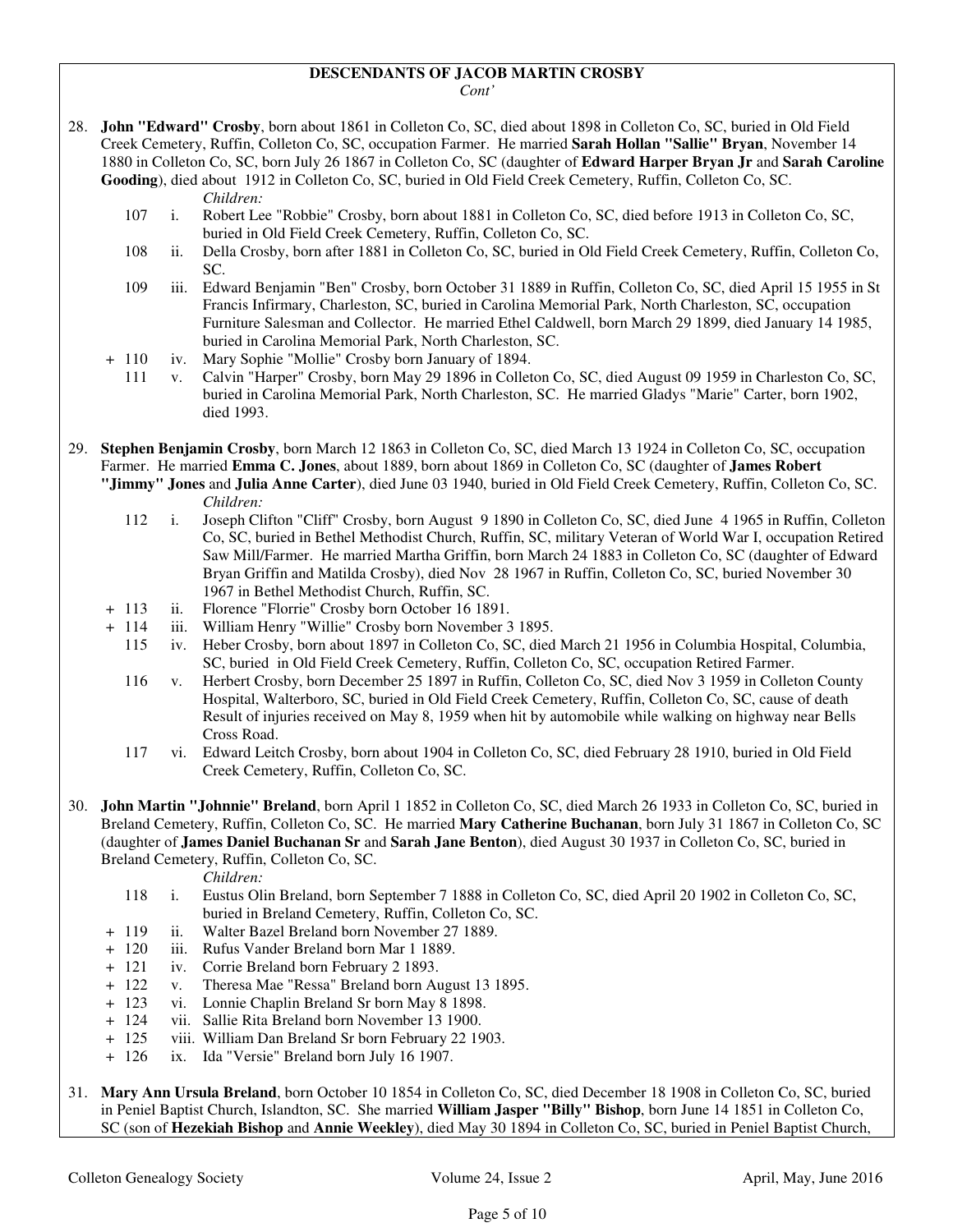**DESCENDANTS OF JACOB MARTIN CROSBY**
*Cont'*

28. **John "Edward" Crosby**, born about 1861 in Colleton Co, SC, died about 1898 in Colleton Co, SC, buried in Old Field Creek Cemetery, Ruffin, Colleton Co, SC, occupation Farmer. He married **Sarah Hollan "Sallie" Bryan**, November 14 1880 in Colleton Co, SC, born July 26 1867 in Colleton Co, SC (daughter of **Edward Harper Bryan Jr** and **Sarah Caroline Gooding**), died about 1912 in Colleton Co, SC, buried in Old Field Creek Cemetery, Ruffin, Colleton Co, SC.

    *Children:*

    - 107 i. Robert Lee "Robbie" Crosby, born about 1881 in Colleton Co, SC, died before 1913 in Colleton Co, SC, buried in Old Field Creek Cemetery, Ruffin, Colleton Co, SC.
    - 108 ii. Della Crosby, born after 1881 in Colleton Co, SC, buried in Old Field Creek Cemetery, Ruffin, Colleton Co, SC.
    - 109 iii. Edward Benjamin "Ben" Crosby, born October 31 1889 in Ruffin, Colleton Co, SC, died April 15 1955 in St Francis Infirmary, Charleston, SC, buried in Carolina Memorial Park, North Charleston, SC, occupation Furniture Salesman and Collector. He married Ethel Caldwell, born March 29 1899, died January 14 1985, buried in Carolina Memorial Park, North Charleston, SC.
    - \+ 110 iv. Mary Sophie "Mollie" Crosby born January of 1894.
    - 111 v. Calvin "Harper" Crosby, born May 29 1896 in Colleton Co, SC, died August 09 1959 in Charleston Co, SC, buried in Carolina Memorial Park, North Charleston, SC. He married Gladys "Marie" Carter, born 1902, died 1993.

29. **Stephen Benjamin Crosby**, born March 12 1863 in Colleton Co, SC, died March 13 1924 in Colleton Co, SC, occupation Farmer. He married **Emma C. Jones**, about 1889, born about 1869 in Colleton Co, SC (daughter of **James Robert "Jimmy" Jones** and **Julia Anne Carter**), died June 03 1940, buried in Old Field Creek Cemetery, Ruffin, Colleton Co, SC.

    *Children:*

    - 112 i. Joseph Clifton "Cliff" Crosby, born August 9 1890 in Colleton Co, SC, died June 4 1965 in Ruffin, Colleton Co, SC, buried in Bethel Methodist Church, Ruffin, SC, military Veteran of World War I, occupation Retired Saw Mill/Farmer. He married Martha Griffin, born March 24 1883 in Colleton Co, SC (daughter of Edward Bryan Griffin and Matilda Crosby), died Nov 28 1967 in Ruffin, Colleton Co, SC, buried November 30 1967 in Bethel Methodist Church, Ruffin, SC.
    - \+ 113 ii. Florence "Florrie" Crosby born October 16 1891.
    - \+ 114 iii. William Henry "Willie" Crosby born November 3 1895.
    - 115 iv. Heber Crosby, born about 1897 in Colleton Co, SC, died March 21 1956 in Columbia Hospital, Columbia, SC, buried in Old Field Creek Cemetery, Ruffin, Colleton Co, SC, occupation Retired Farmer.
    - 116 v. Herbert Crosby, born December 25 1897 in Ruffin, Colleton Co, SC, died Nov 3 1959 in Colleton County Hospital, Walterboro, SC, buried in Old Field Creek Cemetery, Ruffin, Colleton Co, SC, cause of death Result of injuries received on May 8, 1959 when hit by automobile while walking on highway near Bells Cross Road.
    - 117 vi. Edward Leitch Crosby, born about 1904 in Colleton Co, SC, died February 28 1910, buried in Old Field Creek Cemetery, Ruffin, Colleton Co, SC.

30. **John Martin "Johnnie" Breland**, born April 1 1852 in Colleton Co, SC, died March 26 1933 in Colleton Co, SC, buried in Breland Cemetery, Ruffin, Colleton Co, SC. He married **Mary Catherine Buchanan**, born July 31 1867 in Colleton Co, SC (daughter of **James Daniel Buchanan Sr** and **Sarah Jane Benton**), died August 30 1937 in Colleton Co, SC, buried in Breland Cemetery, Ruffin, Colleton Co, SC.

    *Children:*

    - 118 i. Eustus Olin Breland, born September 7 1888 in Colleton Co, SC, died April 20 1902 in Colleton Co, SC, buried in Breland Cemetery, Ruffin, Colleton Co, SC.
    - \+ 119 ii. Walter Bazel Breland born November 27 1889.
    - \+ 120 iii. Rufus Vander Breland born Mar 1 1889.
    - \+ 121 iv. Corrie Breland born February 2 1893.
    - \+ 122 v. Theresa Mae "Ressa" Breland born August 13 1895.
    - \+ 123 vi. Lonnie Chaplin Breland Sr born May 8 1898.
    - \+ 124 vii. Sallie Rita Breland born November 13 1900.
    - \+ 125 viii. William Dan Breland Sr born February 22 1903.
    - \+ 126 ix. Ida "Versie" Breland born July 16 1907.

31. **Mary Ann Ursula Breland**, born October 10 1854 in Colleton Co, SC, died December 18 1908 in Colleton Co, SC, buried in Peniel Baptist Church, Islandton, SC. She married **William Jasper "Billy" Bishop**, born June 14 1851 in Colleton Co, SC (son of **Hezekiah Bishop** and **Annie Weekley**), died May 30 1894 in Colleton Co, SC, buried in Peniel Baptist Church,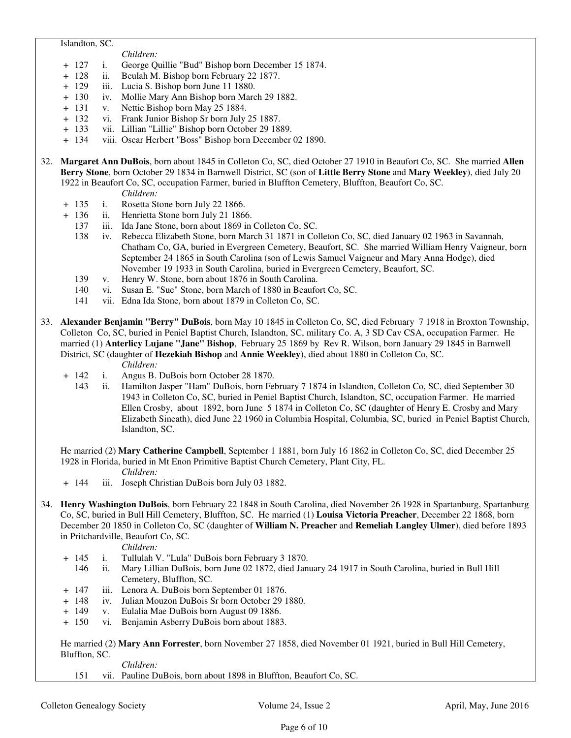Islandton, SC.

*Children:*

- \+ 127 i. George Quillie "Bud" Bishop born December 15 1874.
- \+ 128 ii. Beulah M. Bishop born February 22 1877.
- \+ 129 iii. Lucia S. Bishop born June 11 1880.
- \+ 130 iv. Mollie Mary Ann Bishop born March 29 1882.
- \+ 131 v. Nettie Bishop born May 25 1884.
- \+ 132 vi. Frank Junior Bishop Sr born July 25 1887.
- \+ 133 vii. Lillian "Lillie" Bishop born October 29 1889.
- \+ 134 viii. Oscar Herbert "Boss" Bishop born December 02 1890.

32. **Margaret Ann DuBois**, born about 1845 in Colleton Co, SC, died October 27 1910 in Beaufort Co, SC. She married **Allen Berry Stone**, born October 29 1834 in Barnwell District, SC (son of **Little Berry Stone** and **Mary Weekley**), died July 20 1922 in Beaufort Co, SC, occupation Farmer, buried in Bluffton Cemetery, Bluffton, Beaufort Co, SC.

*Children:*

- \+ 135 i. Rosetta Stone born July 22 1866.
- \+ 136 ii. Henrietta Stone born July 21 1866.
- 137 iii. Ida Jane Stone, born about 1869 in Colleton Co, SC.
- 138 iv. Rebecca Elizabeth Stone, born March 31 1871 in Colleton Co, SC, died January 02 1963 in Savannah, Chatham Co, GA, buried in Evergreen Cemetery, Beaufort, SC. She married William Henry Vaigneur, born September 24 1865 in South Carolina (son of Lewis Samuel Vaigneur and Mary Anna Hodge), died November 19 1933 in South Carolina, buried in Evergreen Cemetery, Beaufort, SC.
- 139 v. Henry W. Stone, born about 1876 in South Carolina.
- 140 vi. Susan E. "Sue" Stone, born March of 1880 in Beaufort Co, SC.
- 141 vii. Edna Ida Stone, born about 1879 in Colleton Co, SC.

33. **Alexander Benjamin "Berry" DuBois**, born May 10 1845 in Colleton Co, SC, died February 7 1918 in Broxton Township, Colleton Co, SC, buried in Peniel Baptist Church, Islandton, SC, military Co. A, 3 SD Cav CSA, occupation Farmer. He married (1) **Anterlicy Lujane "Jane" Bishop**, February 25 1869 by Rev R. Wilson, born January 29 1845 in Barnwell District, SC (daughter of **Hezekiah Bishop** and **Annie Weekley**), died about 1880 in Colleton Co, SC.

*Children:*

- \+ 142 i. Angus B. DuBois born October 28 1870.
- 143 ii. Hamilton Jasper "Ham" DuBois, born February 7 1874 in Islandton, Colleton Co, SC, died September 30 1943 in Colleton Co, SC, buried in Peniel Baptist Church, Islandton, SC, occupation Farmer. He married Ellen Crosby, about 1892, born June 5 1874 in Colleton Co, SC (daughter of Henry E. Crosby and Mary Elizabeth Sineath), died June 22 1960 in Columbia Hospital, Columbia, SC, buried in Peniel Baptist Church, Islandton, SC.

He married (2) **Mary Catherine Campbell**, September 1 1881, born July 16 1862 in Colleton Co, SC, died December 25 1928 in Florida, buried in Mt Enon Primitive Baptist Church Cemetery, Plant City, FL.

*Children:*

- \+ 144 iii. Joseph Christian DuBois born July 03 1882.

34. **Henry Washington DuBois**, born February 22 1848 in South Carolina, died November 26 1928 in Spartanburg, Spartanburg Co, SC, buried in Bull Hill Cemetery, Bluffton, SC. He married (1) **Louisa Victoria Preacher**, December 22 1868, born December 20 1850 in Colleton Co, SC (daughter of **William N. Preacher** and **Remeliah Langley Ulmer**), died before 1893 in Pritchardville, Beaufort Co, SC.

*Children:*

- \+ 145 i. Tullulah V. "Lula" DuBois born February 3 1870.
- 146 ii. Mary Lillian DuBois, born June 02 1872, died January 24 1917 in South Carolina, buried in Bull Hill Cemetery, Bluffton, SC.
- \+ 147 iii. Lenora A. DuBois born September 01 1876.
- \+ 148 iv. Julian Mouzon DuBois Sr born October 29 1880.
- \+ 149 v. Eulalia Mae DuBois born August 09 1886.
- \+ 150 vi. Benjamin Asberry DuBois born about 1883.

He married (2) **Mary Ann Forrester**, born November 27 1858, died November 01 1921, buried in Bull Hill Cemetery, Bluffton, SC.

*Children:*

- 151 vii. Pauline DuBois, born about 1898 in Bluffton, Beaufort Co, SC.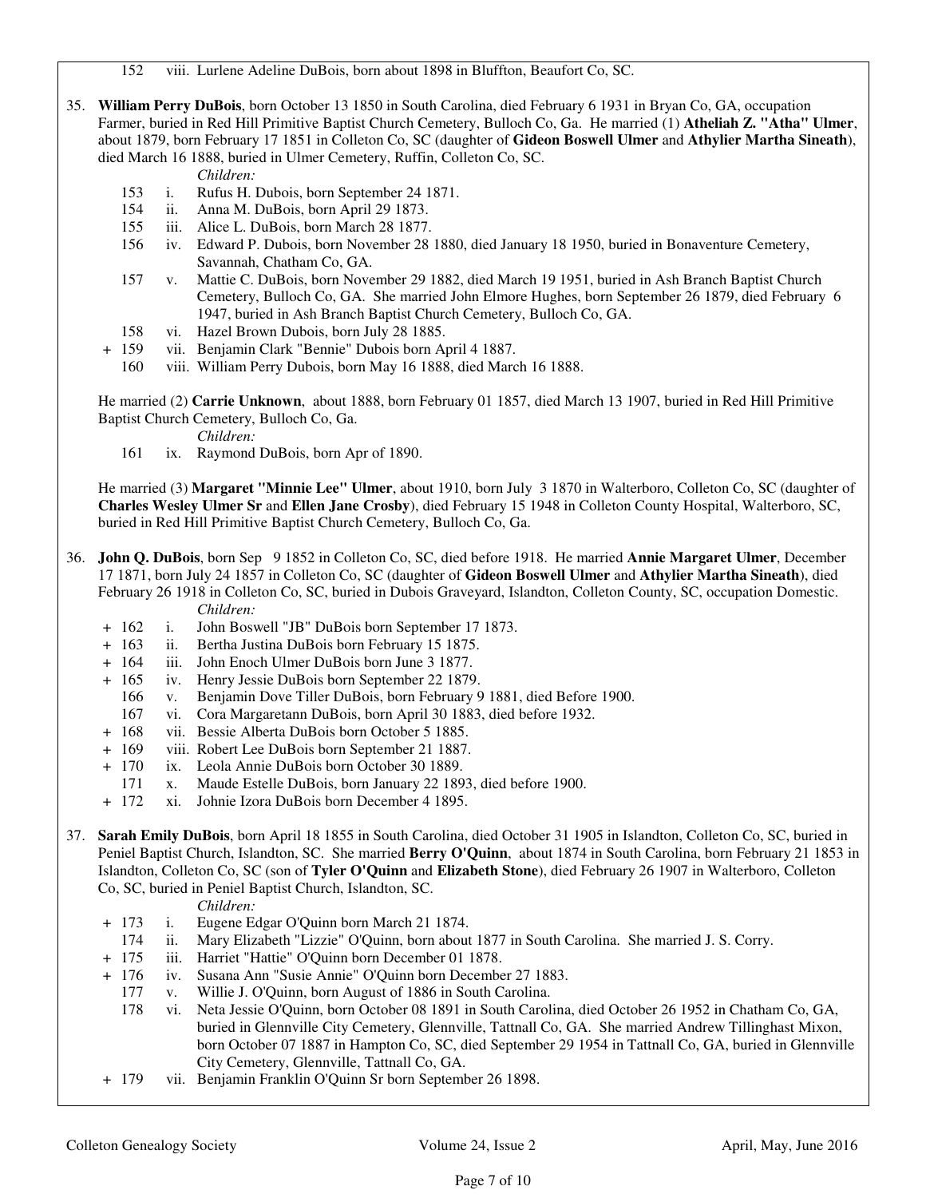152 viii. Lurlene Adeline DuBois, born about 1898 in Bluffton, Beaufort Co, SC.

35. **William Perry DuBois**, born October 13 1850 in South Carolina, died February 6 1931 in Bryan Co, GA, occupation Farmer, buried in Red Hill Primitive Baptist Church Cemetery, Bulloch Co, Ga. He married (1) **Atheliah Z. "Atha" Ulmer**, about 1879, born February 17 1851 in Colleton Co, SC (daughter of **Gideon Boswell Ulmer** and **Athylier Martha Sineath**), died March 16 1888, buried in Ulmer Cemetery, Ruffin, Colleton Co, SC.

   *Children:*

   153 i. Rufus H. Dubois, born September 24 1871.
   154 ii. Anna M. DuBois, born April 29 1873.
   155 iii. Alice L. DuBois, born March 28 1877.
   156 iv. Edward P. Dubois, born November 28 1880, died January 18 1950, buried in Bonaventure Cemetery, Savannah, Chatham Co, GA.
   157 v. Mattie C. DuBois, born November 29 1882, died March 19 1951, buried in Ash Branch Baptist Church Cemetery, Bulloch Co, GA. She married John Elmore Hughes, born September 26 1879, died February 6 1947, buried in Ash Branch Baptist Church Cemetery, Bulloch Co, GA.
   158 vi. Hazel Brown Dubois, born July 28 1885.
   \+ 159 vii. Benjamin Clark "Bennie" Dubois born April 4 1887.
   160 viii. William Perry Dubois, born May 16 1888, died March 16 1888.

   He married (2) **Carrie Unknown**, about 1888, born February 01 1857, died March 13 1907, buried in Red Hill Primitive Baptist Church Cemetery, Bulloch Co, Ga.

   *Children:*

   161 ix. Raymond DuBois, born Apr of 1890.

   He married (3) **Margaret "Minnie Lee" Ulmer**, about 1910, born July 3 1870 in Walterboro, Colleton Co, SC (daughter of **Charles Wesley Ulmer Sr** and **Ellen Jane Crosby**), died February 15 1948 in Colleton County Hospital, Walterboro, SC, buried in Red Hill Primitive Baptist Church Cemetery, Bulloch Co, Ga.

36. **John Q. DuBois**, born Sep 9 1852 in Colleton Co, SC, died before 1918. He married **Annie Margaret Ulmer**, December 17 1871, born July 24 1857 in Colleton Co, SC (daughter of **Gideon Boswell Ulmer** and **Athylier Martha Sineath**), died February 26 1918 in Colleton Co, SC, buried in Dubois Graveyard, Islandton, Colleton County, SC, occupation Domestic.

   *Children:*

   \+ 162 i. John Boswell "JB" DuBois born September 17 1873.
   \+ 163 ii. Bertha Justina DuBois born February 15 1875.
   \+ 164 iii. John Enoch Ulmer DuBois born June 3 1877.
   \+ 165 iv. Henry Jessie DuBois born September 22 1879.
   166 v. Benjamin Dove Tiller DuBois, born February 9 1881, died Before 1900.
   167 vi. Cora Margaretann DuBois, born April 30 1883, died before 1932.
   \+ 168 vii. Bessie Alberta DuBois born October 5 1885.
   \+ 169 viii. Robert Lee DuBois born September 21 1887.
   \+ 170 ix. Leola Annie DuBois born October 30 1889.
   171 x. Maude Estelle DuBois, born January 22 1893, died before 1900.
   \+ 172 xi. Johnie Izora DuBois born December 4 1895.

37. **Sarah Emily DuBois**, born April 18 1855 in South Carolina, died October 31 1905 in Islandton, Colleton Co, SC, buried in Peniel Baptist Church, Islandton, SC. She married **Berry O'Quinn**, about 1874 in South Carolina, born February 21 1853 in Islandton, Colleton Co, SC (son of **Tyler O'Quinn** and **Elizabeth Stone**), died February 26 1907 in Walterboro, Colleton Co, SC, buried in Peniel Baptist Church, Islandton, SC.

   *Children:*

   \+ 173 i. Eugene Edgar O'Quinn born March 21 1874.
   174 ii. Mary Elizabeth "Lizzie" O'Quinn, born about 1877 in South Carolina. She married J. S. Corry.
   \+ 175 iii. Harriet "Hattie" O'Quinn born December 01 1878.
   \+ 176 iv. Susana Ann "Susie Annie" O'Quinn born December 27 1883.
   177 v. Willie J. O'Quinn, born August of 1886 in South Carolina.
   178 vi. Neta Jessie O'Quinn, born October 08 1891 in South Carolina, died October 26 1952 in Chatham Co, GA, buried in Glennville City Cemetery, Glennville, Tattnall Co, GA. She married Andrew Tillinghast Mixon, born October 07 1887 in Hampton Co, SC, died September 29 1954 in Tattnall Co, GA, buried in Glennville City Cemetery, Glennville, Tattnall Co, GA.
   \+ 179 vii. Benjamin Franklin O'Quinn Sr born September 26 1898.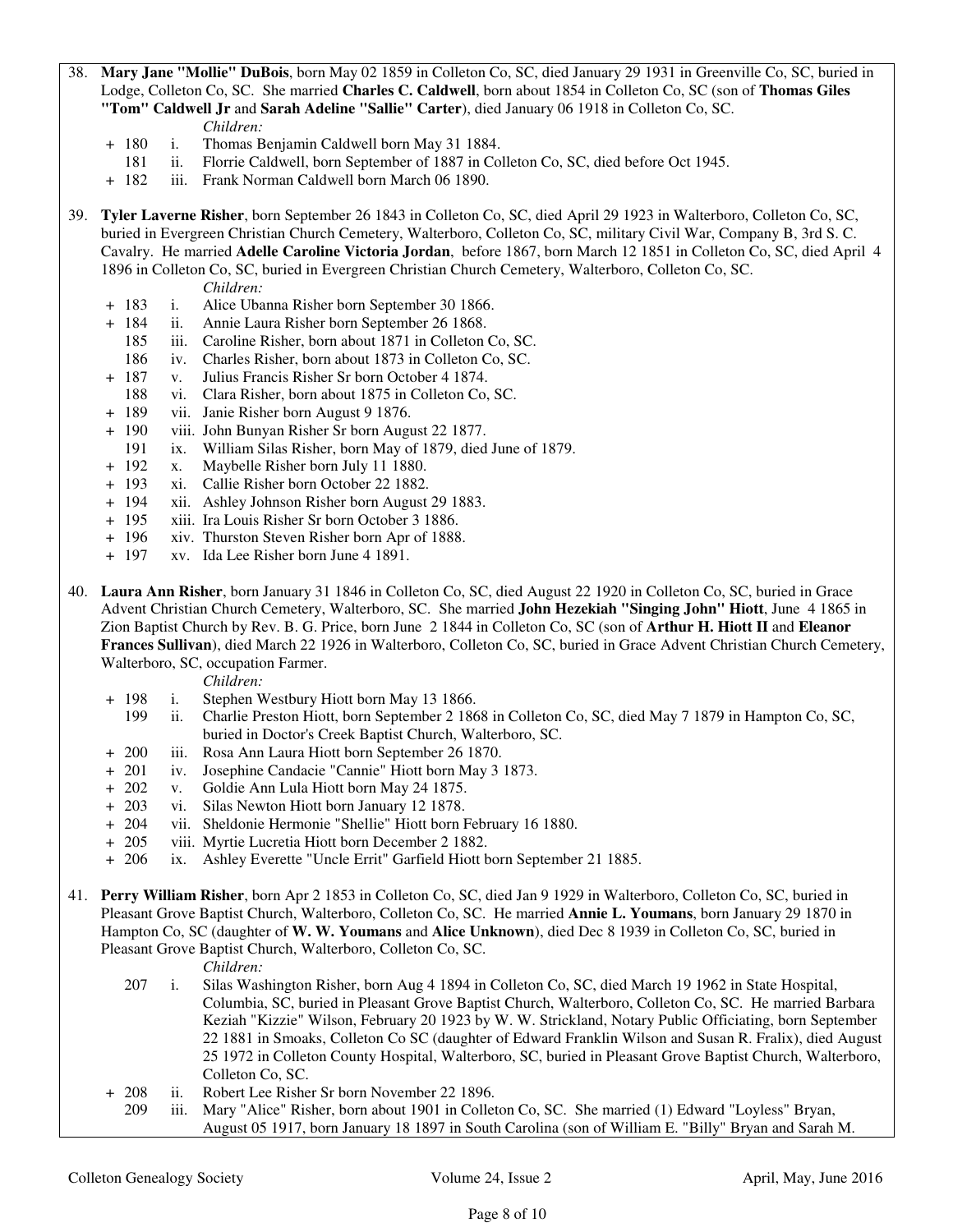38. **Mary Jane "Mollie" DuBois**, born May 02 1859 in Colleton Co, SC, died January 29 1931 in Greenville Co, SC, buried in Lodge, Colleton Co, SC. She married **Charles C. Caldwell**, born about 1854 in Colleton Co, SC (son of **Thomas Giles "Tom" Caldwell Jr** and **Sarah Adeline "Sallie" Carter**), died January 06 1918 in Colleton Co, SC.

    *Children:*

    + 180 i. Thomas Benjamin Caldwell born May 31 1884.
    + 181 ii. Florrie Caldwell, born September of 1887 in Colleton Co, SC, died before Oct 1945.
    + 182 iii. Frank Norman Caldwell born March 06 1890.

39. **Tyler Laverne Risher**, born September 26 1843 in Colleton Co, SC, died April 29 1923 in Walterboro, Colleton Co, SC, buried in Evergreen Christian Church Cemetery, Walterboro, Colleton Co, SC, military Civil War, Company B, 3rd S. C. Cavalry. He married **Adelle Caroline Victoria Jordan**, before 1867, born March 12 1851 in Colleton Co, SC, died April 4 1896 in Colleton Co, SC, buried in Evergreen Christian Church Cemetery, Walterboro, Colleton Co, SC.

    *Children:*

    + 183 i. Alice Ubanna Risher born September 30 1866.
    + 184 ii. Annie Laura Risher born September 26 1868.
    + 185 iii. Caroline Risher, born about 1871 in Colleton Co, SC.
    + 186 iv. Charles Risher, born about 1873 in Colleton Co, SC.
    + 187 v. Julius Francis Risher Sr born October 4 1874.
    + 188 vi. Clara Risher, born about 1875 in Colleton Co, SC.
    + 189 vii. Janie Risher born August 9 1876.
    + 190 viii. John Bunyan Risher Sr born August 22 1877.
    + 191 ix. William Silas Risher, born May of 1879, died June of 1879.
    + 192 x. Maybelle Risher born July 11 1880.
    + 193 xi. Callie Risher born October 22 1882.
    + 194 xii. Ashley Johnson Risher born August 29 1883.
    + 195 xiii. Ira Louis Risher Sr born October 3 1886.
    + 196 xiv. Thurston Steven Risher born Apr of 1888.
    + 197 xv. Ida Lee Risher born June 4 1891.

40. **Laura Ann Risher**, born January 31 1846 in Colleton Co, SC, died August 22 1920 in Colleton Co, SC, buried in Grace Advent Christian Church Cemetery, Walterboro, SC. She married **John Hezekiah "Singing John" Hiott**, June 4 1865 in Zion Baptist Church by Rev. B. G. Price, born June 2 1844 in Colleton Co, SC (son of **Arthur H. Hiott II** and **Eleanor Frances Sullivan**), died March 22 1926 in Walterboro, Colleton Co, SC, buried in Grace Advent Christian Church Cemetery, Walterboro, SC, occupation Farmer.

    *Children:*

    + 198 i. Stephen Westbury Hiott born May 13 1866.
    + 199 ii. Charlie Preston Hiott, born September 2 1868 in Colleton Co, SC, died May 7 1879 in Hampton Co, SC, buried in Doctor's Creek Baptist Church, Walterboro, SC.
    + 200 iii. Rosa Ann Laura Hiott born September 26 1870.
    + 201 iv. Josephine Candacie "Cannie" Hiott born May 3 1873.
    + 202 v. Goldie Ann Lula Hiott born May 24 1875.
    + 203 vi. Silas Newton Hiott born January 12 1878.
    + 204 vii. Sheldonie Hermonie "Shellie" Hiott born February 16 1880.
    + 205 viii. Myrtie Lucretia Hiott born December 2 1882.
    + 206 ix. Ashley Everette "Uncle Errit" Garfield Hiott born September 21 1885.

41. **Perry William Risher**, born Apr 2 1853 in Colleton Co, SC, died Jan 9 1929 in Walterboro, Colleton Co, SC, buried in Pleasant Grove Baptist Church, Walterboro, Colleton Co, SC. He married **Annie L. Youmans**, born January 29 1870 in Hampton Co, SC (daughter of **W. W. Youmans** and **Alice Unknown**), died Dec 8 1939 in Colleton Co, SC, buried in Pleasant Grove Baptist Church, Walterboro, Colleton Co, SC.

    *Children:*

    + 207 i. Silas Washington Risher, born Aug 4 1894 in Colleton Co, SC, died March 19 1962 in State Hospital, Columbia, SC, buried in Pleasant Grove Baptist Church, Walterboro, Colleton Co, SC. He married Barbara Keziah "Kizzie" Wilson, February 20 1923 by W. W. Strickland, Notary Public Officiating, born September 22 1881 in Smoaks, Colleton Co SC (daughter of Edward Franklin Wilson and Susan R. Fralix), died August 25 1972 in Colleton County Hospital, Walterboro, SC, buried in Pleasant Grove Baptist Church, Walterboro, Colleton Co, SC.
    + 208 ii. Robert Lee Risher Sr born November 22 1896.
    + 209 iii. Mary "Alice" Risher, born about 1901 in Colleton Co, SC. She married (1) Edward "Loyless" Bryan, August 05 1917, born January 18 1897 in South Carolina (son of William E. "Billy" Bryan and Sarah M.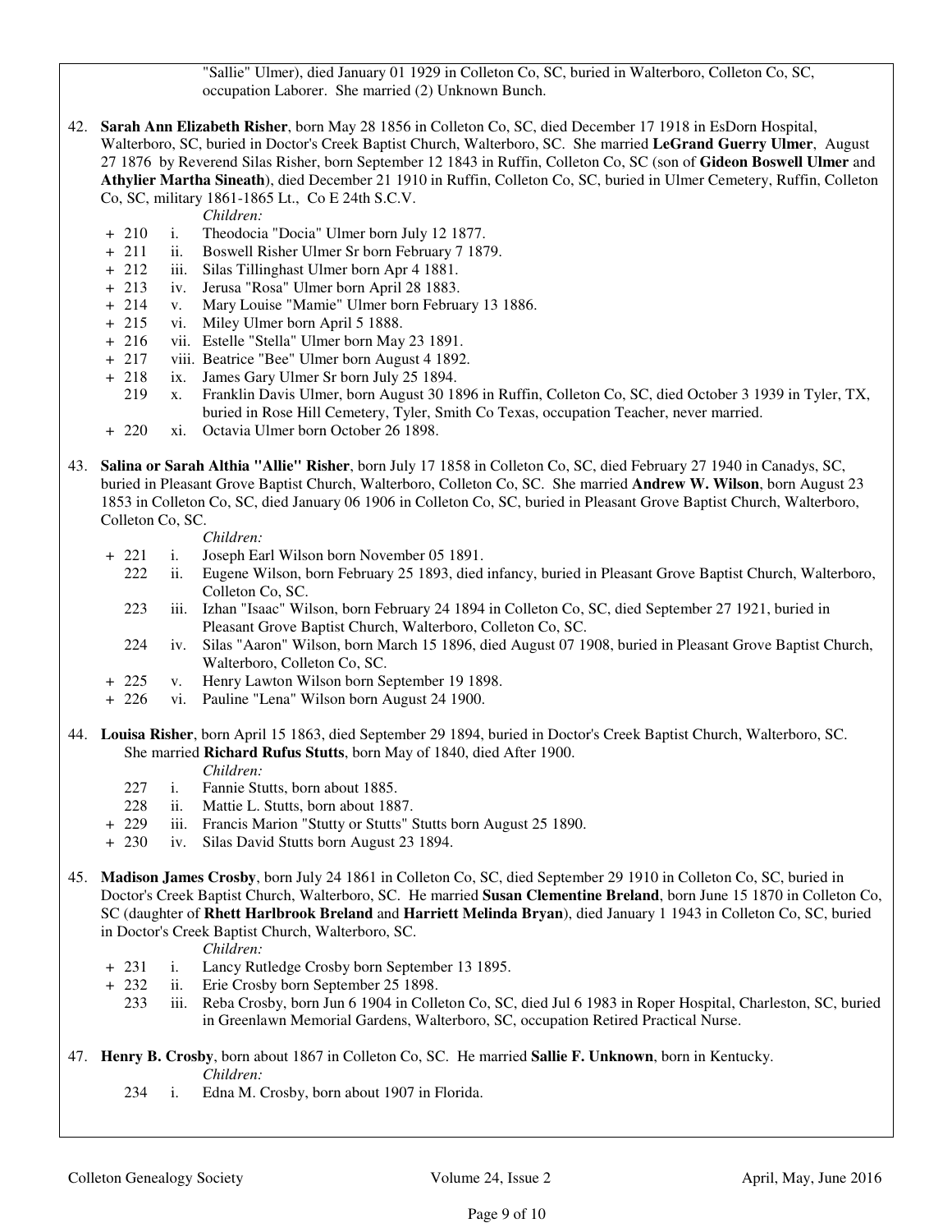"Sallie" Ulmer), died January 01 1929 in Colleton Co, SC, buried in Walterboro, Colleton Co, SC, occupation Laborer. She married (2) Unknown Bunch.

42. **Sarah Ann Elizabeth Risher**, born May 28 1856 in Colleton Co, SC, died December 17 1918 in EsDorn Hospital, Walterboro, SC, buried in Doctor's Creek Baptist Church, Walterboro, SC. She married **LeGrand Guerry Ulmer**, August 27 1876 by Reverend Silas Risher, born September 12 1843 in Ruffin, Colleton Co, SC (son of **Gideon Boswell Ulmer** and **Athylier Martha Sineath**), died December 21 1910 in Ruffin, Colleton Co, SC, buried in Ulmer Cemetery, Ruffin, Colleton Co, SC, military 1861-1865 Lt., Co E 24th S.C.V.

    *Children:*

    - \+ 210 i. Theodocia "Docia" Ulmer born July 12 1877.
    - \+ 211 ii. Boswell Risher Ulmer Sr born February 7 1879.
    - \+ 212 iii. Silas Tillinghast Ulmer born Apr 4 1881.
    - \+ 213 iv. Jerusa "Rosa" Ulmer born April 28 1883.
    - \+ 214 v. Mary Louise "Mamie" Ulmer born February 13 1886.
    - \+ 215 vi. Miley Ulmer born April 5 1888.
    - \+ 216 vii. Estelle "Stella" Ulmer born May 23 1891.
    - \+ 217 viii. Beatrice "Bee" Ulmer born August 4 1892.
    - \+ 218 ix. James Gary Ulmer Sr born July 25 1894.
    - 219 x. Franklin Davis Ulmer, born August 30 1896 in Ruffin, Colleton Co, SC, died October 3 1939 in Tyler, TX, buried in Rose Hill Cemetery, Tyler, Smith Co Texas, occupation Teacher, never married.
    - \+ 220 xi. Octavia Ulmer born October 26 1898.

43. **Salina or Sarah Althia "Allie" Risher**, born July 17 1858 in Colleton Co, SC, died February 27 1940 in Canadys, SC, buried in Pleasant Grove Baptist Church, Walterboro, Colleton Co, SC. She married **Andrew W. Wilson**, born August 23 1853 in Colleton Co, SC, died January 06 1906 in Colleton Co, SC, buried in Pleasant Grove Baptist Church, Walterboro, Colleton Co, SC.

    *Children:*

    - \+ 221 i. Joseph Earl Wilson born November 05 1891.
    - 222 ii. Eugene Wilson, born February 25 1893, died infancy, buried in Pleasant Grove Baptist Church, Walterboro, Colleton Co, SC.
    - 223 iii. Izhan "Isaac" Wilson, born February 24 1894 in Colleton Co, SC, died September 27 1921, buried in Pleasant Grove Baptist Church, Walterboro, Colleton Co, SC.
    - 224 iv. Silas "Aaron" Wilson, born March 15 1896, died August 07 1908, buried in Pleasant Grove Baptist Church, Walterboro, Colleton Co, SC.
    - \+ 225 v. Henry Lawton Wilson born September 19 1898.
    - \+ 226 vi. Pauline "Lena" Wilson born August 24 1900.

44. **Louisa Risher**, born April 15 1863, died September 29 1894, buried in Doctor's Creek Baptist Church, Walterboro, SC. She married **Richard Rufus Stutts**, born May of 1840, died After 1900.

    *Children:*

    - 227 i. Fannie Stutts, born about 1885.
    - 228 ii. Mattie L. Stutts, born about 1887.
    - \+ 229 iii. Francis Marion "Stutty or Stutts" Stutts born August 25 1890.
    - \+ 230 iv. Silas David Stutts born August 23 1894.

45. **Madison James Crosby**, born July 24 1861 in Colleton Co, SC, died September 29 1910 in Colleton Co, SC, buried in Doctor's Creek Baptist Church, Walterboro, SC. He married **Susan Clementine Breland**, born June 15 1870 in Colleton Co, SC (daughter of **Rhett Harlbrook Breland** and **Harriett Melinda Bryan**), died January 1 1943 in Colleton Co, SC, buried in Doctor's Creek Baptist Church, Walterboro, SC.

    *Children:*

    - \+ 231 i. Lancy Rutledge Crosby born September 13 1895.
    - \+ 232 ii. Erie Crosby born September 25 1898.
    - 233 iii. Reba Crosby, born Jun 6 1904 in Colleton Co, SC, died Jul 6 1983 in Roper Hospital, Charleston, SC, buried in Greenlawn Memorial Gardens, Walterboro, SC, occupation Retired Practical Nurse.

47. **Henry B. Crosby**, born about 1867 in Colleton Co, SC. He married **Sallie F. Unknown**, born in Kentucky.

    *Children:*

    - 234 i. Edna M. Crosby, born about 1907 in Florida.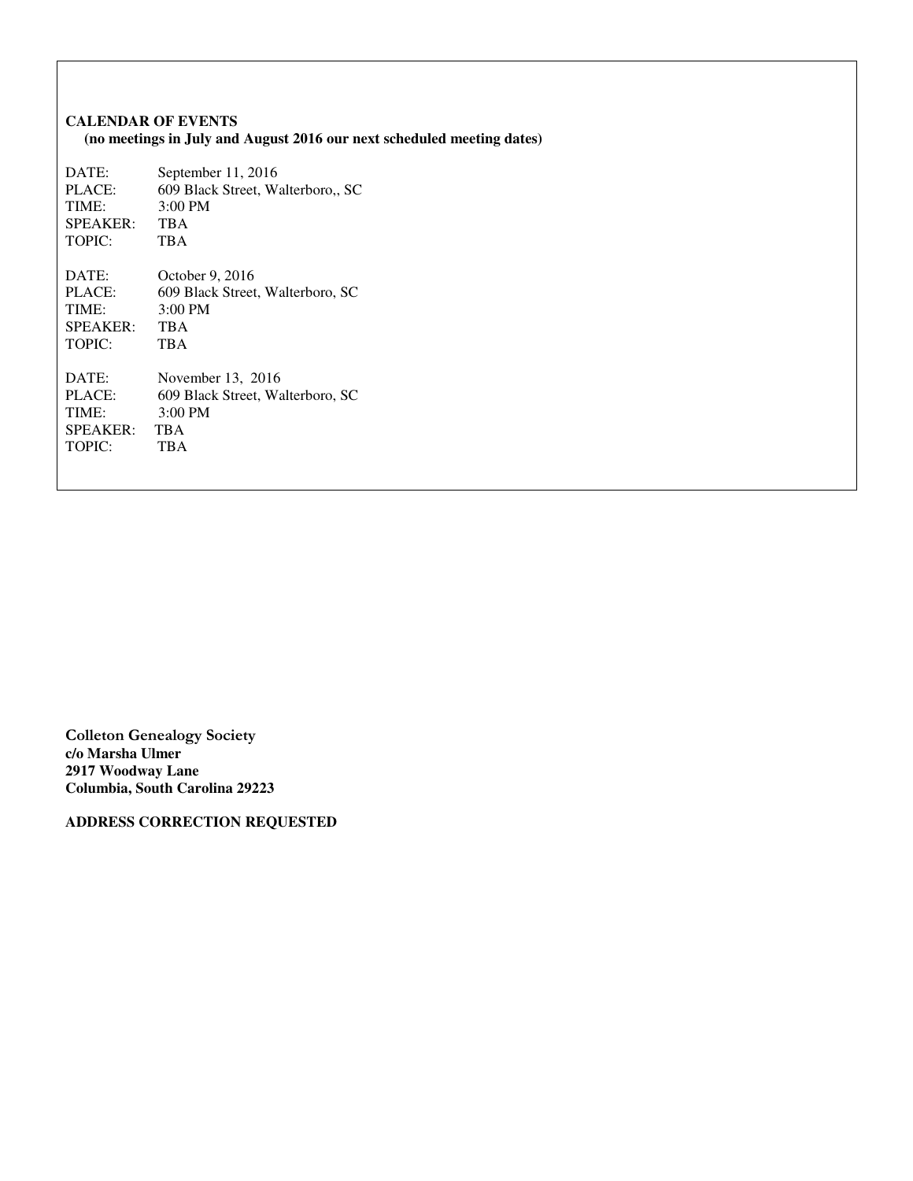**CALENDAR OF EVENTS**
**(no meetings in July and August 2016 our next scheduled meeting dates)**

DATE: September 11, 2016
PLACE: 609 Black Street, Walterboro,, SC
TIME: 3:00 PM
SPEAKER: TBA
TOPIC: TBA

DATE: October 9, 2016
PLACE: 609 Black Street, Walterboro, SC
TIME: 3:00 PM
SPEAKER: TBA
TOPIC: TBA

DATE: November 13, 2016
PLACE: 609 Black Street, Walterboro, SC
TIME: 3:00 PM
SPEAKER: TBA
TOPIC: TBA

**Colleton Genealogy Society**
**c/o Marsha Ulmer**
**2917 Woodway Lane**
**Columbia, South Carolina 29223**

**ADDRESS CORRECTION REQUESTED**